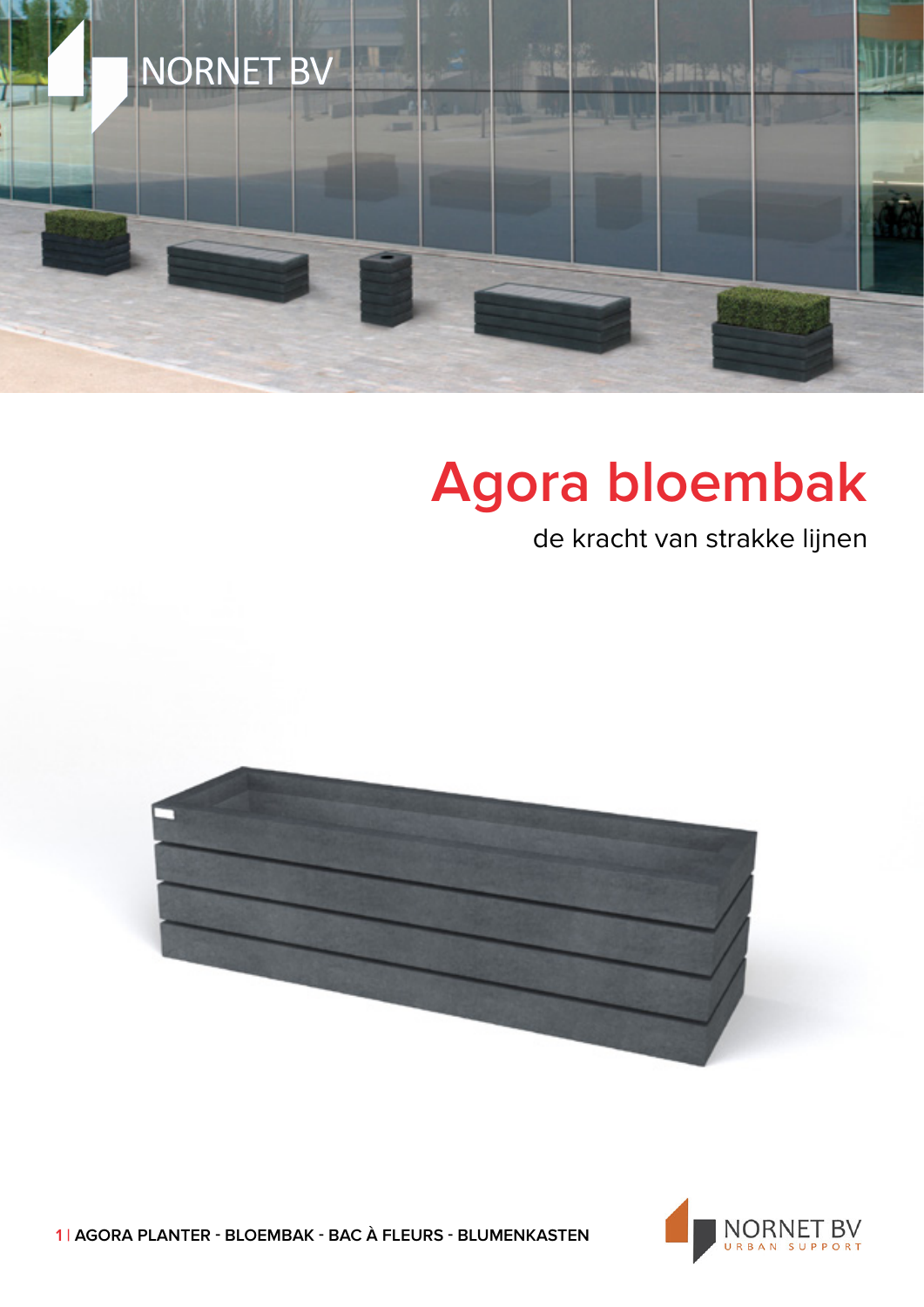# Agora bloembak

de kracht van strakke lijnen

AGORA PLANTER - BLOEMBAK - BAC À FLEURS - BLUMENKASTEN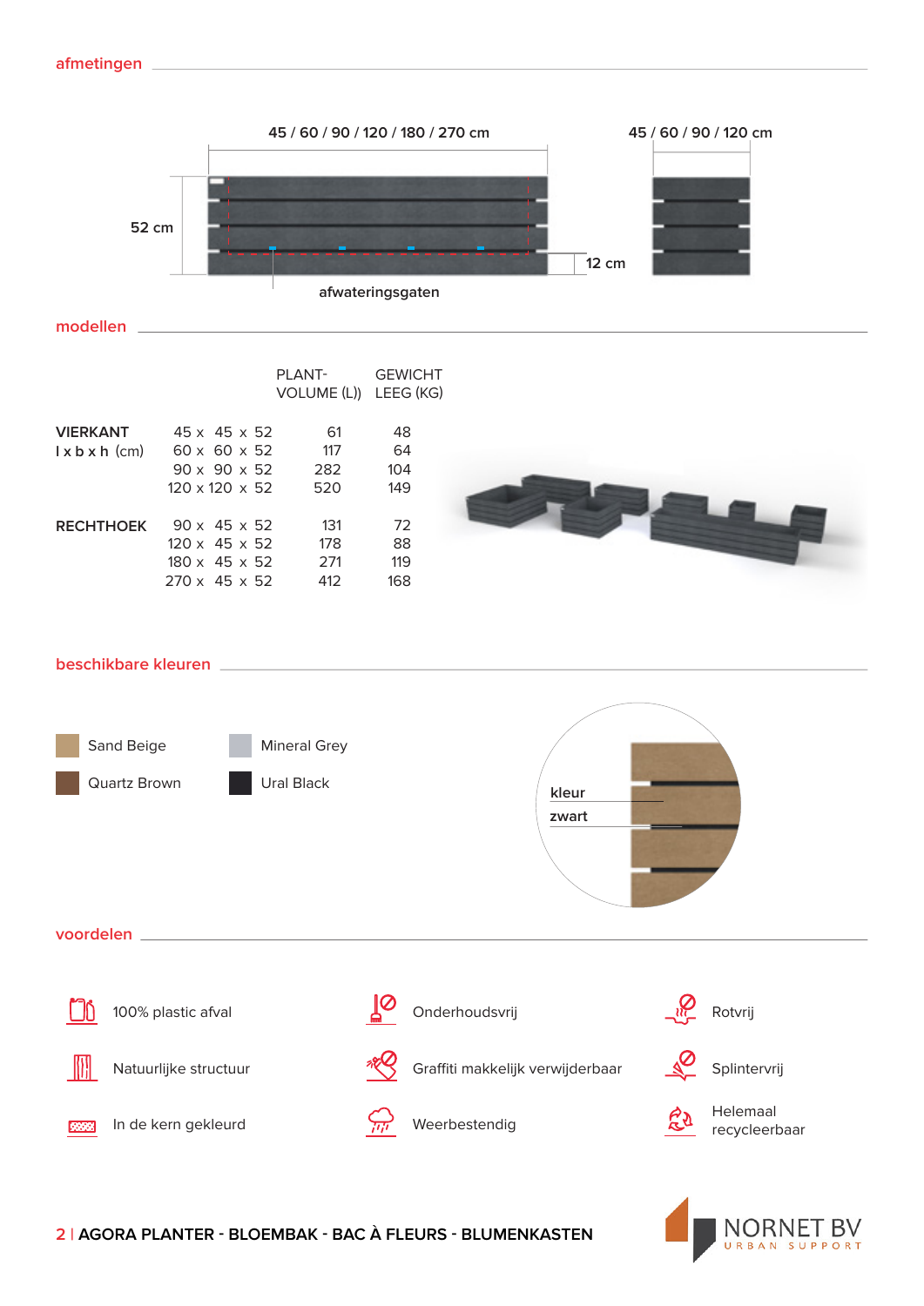## afmetingen

45 / 60 / 90 / 120 / 180 / 270 cm

45 / 60 / 90 / 120 cm

52 cm

12 cm

afwateringsgaten

## modellen

| | | PLANT-VOLUME (L)) | GEWICHT LEEG (KG) |
|---|---|---|---|
| **VIERKANT** l x b x h (cm) | 45 x 45 x 52 | 61 | 48 |
| | 60 x 60 x 52 | 117 | 64 |
| | 90 x 90 x 52 | 282 | 104 |
| | 120 x 120 x 52 | 520 | 149 |
| **RECHTHOEK** | 90 x 45 x 52 | 131 | 72 |
| | 120 x 45 x 52 | 178 | 88 |
| | 180 x 45 x 52 | 271 | 119 |
| | 270 x 45 x 52 | 412 | 168 |

## beschikbare kleuren

- Sand Beige
- Quartz Brown
- Mineral Grey
- Ural Black

kleur

zwart

## voordelen

- 100% plastic afval
- Natuurlijke structuur
- In de kern gekleurd
- Onderhoudsvrij
- Graffiti makkelijk verwijderbaar
- Weerbestendig
- Rotvrij
- Splintervrij
- Helemaal recycleerbaar

NORNET BV URBAN SUPPORT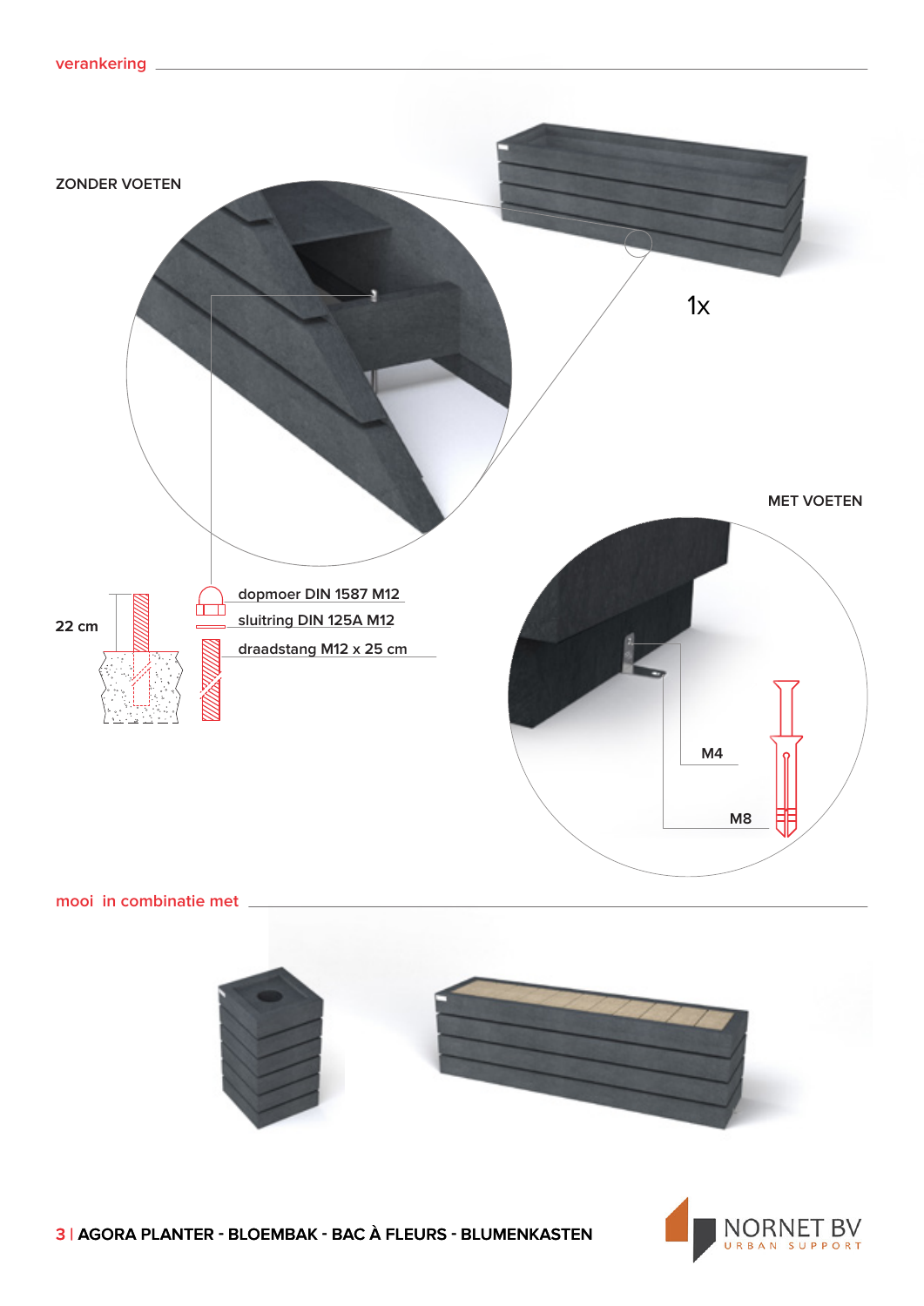## verankering

ZONDER VOETEN

1x

22 cm

dopmoer DIN 1587 M12

sluitring DIN 125A M12

draadstang M12 x 25 cm

MET VOETEN

M4

M8

## mooi in combinatie met

**3 | AGORA PLANTER - BLOEMBAK - BAC À FLEURS - BLUMENKASTEN**

NORNET BV
URBAN SUPPORT